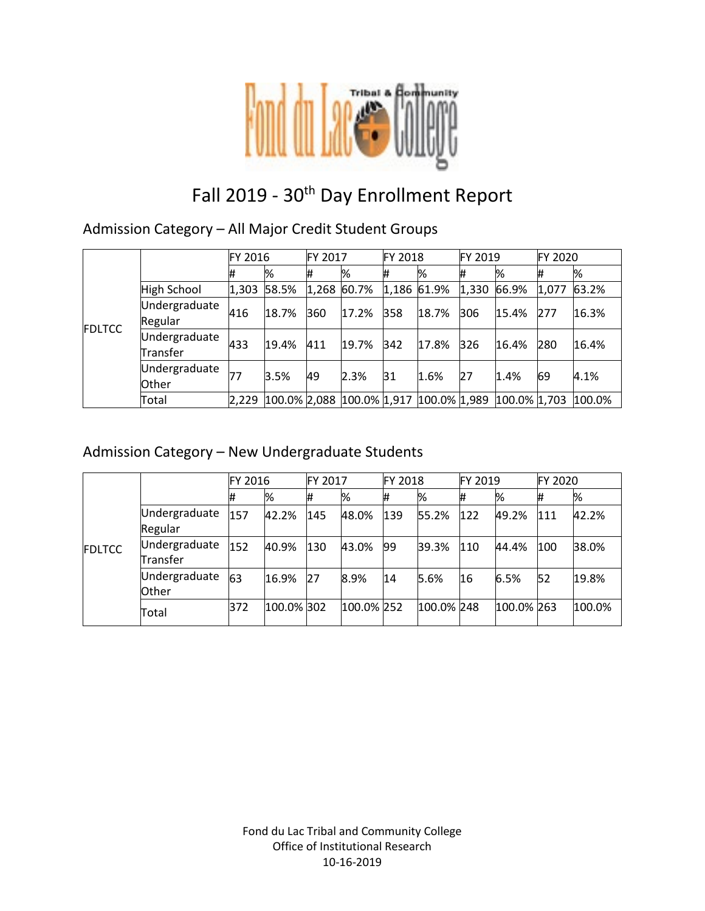# Fall 2019 - 30th Day Enrollment Report

## Admission Category – All Major Credit Student Groups

| | | FY 2016 | | FY 2017 | | FY 2018 | | FY 2019 | | FY 2020 | |
|---|---|---|---|---|---|---|---|---|---|---|---|
| | | # | % | # | % | # | % | # | % | # | % |
| FDLTCC | High School | 1,303 | 58.5% | 1,268 | 60.7% | 1,186 | 61.9% | 1,330 | 66.9% | 1,077 | 63.2% |
| | Undergraduate Regular | 416 | 18.7% | 360 | 17.2% | 358 | 18.7% | 306 | 15.4% | 277 | 16.3% |
| | Undergraduate Transfer | 433 | 19.4% | 411 | 19.7% | 342 | 17.8% | 326 | 16.4% | 280 | 16.4% |
| | Undergraduate Other | 77 | 3.5% | 49 | 2.3% | 31 | 1.6% | 27 | 1.4% | 69 | 4.1% |
| | Total | 2,229 | 100.0% | 2,088 | 100.0% | 1,917 | 100.0% | 1,989 | 100.0% | 1,703 | 100.0% |

## Admission Category – New Undergraduate Students

| | | FY 2016 | | FY 2017 | | FY 2018 | | FY 2019 | | FY 2020 | |
|---|---|---|---|---|---|---|---|---|---|---|---|
| | | # | % | # | % | # | % | # | % | # | % |
| FDLTCC | Undergraduate Regular | 157 | 42.2% | 145 | 48.0% | 139 | 55.2% | 122 | 49.2% | 111 | 42.2% |
| | Undergraduate Transfer | 152 | 40.9% | 130 | 43.0% | 99 | 39.3% | 110 | 44.4% | 100 | 38.0% |
| | Undergraduate Other | 63 | 16.9% | 27 | 8.9% | 14 | 5.6% | 16 | 6.5% | 52 | 19.8% |
| | Total | 372 | 100.0% | 302 | 100.0% | 252 | 100.0% | 248 | 100.0% | 263 | 100.0% |

Fond du Lac Tribal and Community College
Office of Institutional Research
10-16-2019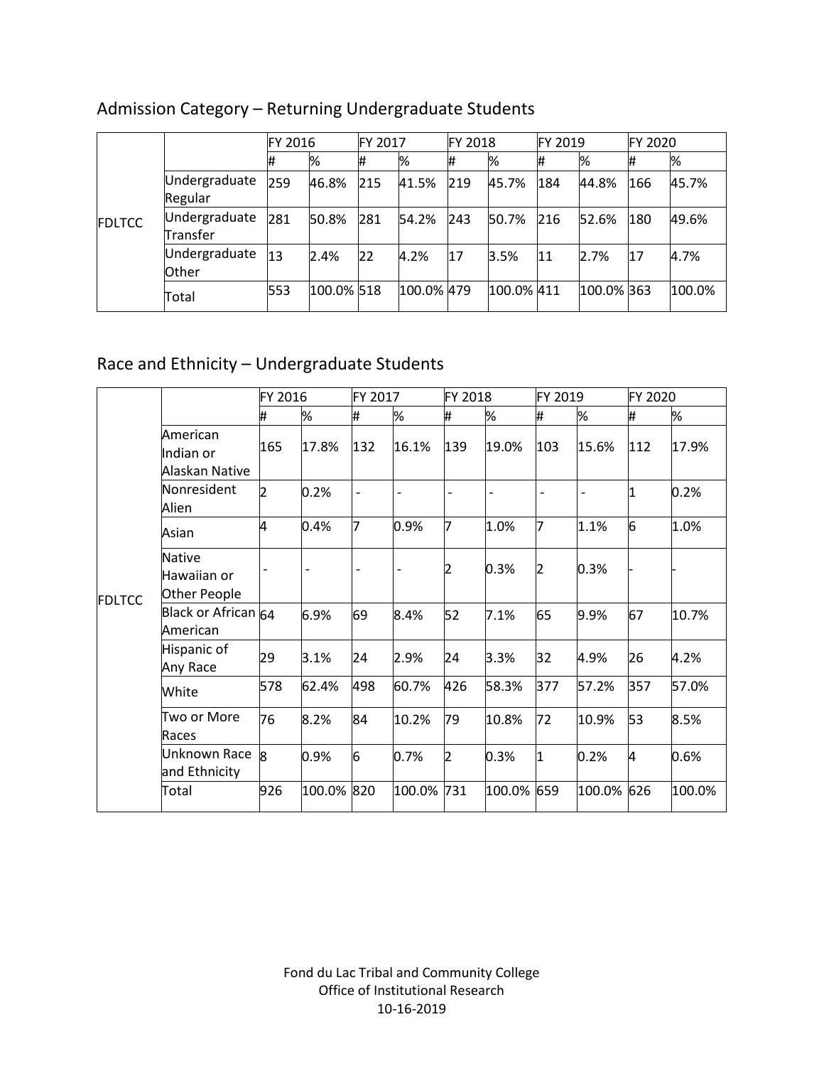## Admission Category – Returning Undergraduate Students

| | | FY 2016 | | FY 2017 | | FY 2018 | | FY 2019 | | FY 2020 | |
|---|---|---|---|---|---|---|---|---|---|---|---|
| | | # | % | # | % | # | % | # | % | # | % |
| FDLTCC | Undergraduate Regular | 259 | 46.8% | 215 | 41.5% | 219 | 45.7% | 184 | 44.8% | 166 | 45.7% |
| | Undergraduate Transfer | 281 | 50.8% | 281 | 54.2% | 243 | 50.7% | 216 | 52.6% | 180 | 49.6% |
| | Undergraduate Other | 13 | 2.4% | 22 | 4.2% | 17 | 3.5% | 11 | 2.7% | 17 | 4.7% |
| | Total | 553 | 100.0% | 518 | 100.0% | 479 | 100.0% | 411 | 100.0% | 363 | 100.0% |

## Race and Ethnicity – Undergraduate Students

| | | FY 2016 | | FY 2017 | | FY 2018 | | FY 2019 | | FY 2020 | |
|---|---|---|---|---|---|---|---|---|---|---|---|
| | | # | % | # | % | # | % | # | % | # | % |
| FDLTCC | American Indian or Alaskan Native | 165 | 17.8% | 132 | 16.1% | 139 | 19.0% | 103 | 15.6% | 112 | 17.9% |
| | Nonresident Alien | 2 | 0.2% | - | - | - | - | - | - | 1 | 0.2% |
| | Asian | 4 | 0.4% | 7 | 0.9% | 7 | 1.0% | 7 | 1.1% | 6 | 1.0% |
| | Native Hawaiian or Other People | - | - | - | - | 2 | 0.3% | 2 | 0.3% | - | - |
| | Black or African American | 64 | 6.9% | 69 | 8.4% | 52 | 7.1% | 65 | 9.9% | 67 | 10.7% |
| | Hispanic of Any Race | 29 | 3.1% | 24 | 2.9% | 24 | 3.3% | 32 | 4.9% | 26 | 4.2% |
| | White | 578 | 62.4% | 498 | 60.7% | 426 | 58.3% | 377 | 57.2% | 357 | 57.0% |
| | Two or More Races | 76 | 8.2% | 84 | 10.2% | 79 | 10.8% | 72 | 10.9% | 53 | 8.5% |
| | Unknown Race and Ethnicity | 8 | 0.9% | 6 | 0.7% | 2 | 0.3% | 1 | 0.2% | 4 | 0.6% |
| | Total | 926 | 100.0% | 820 | 100.0% | 731 | 100.0% | 659 | 100.0% | 626 | 100.0% |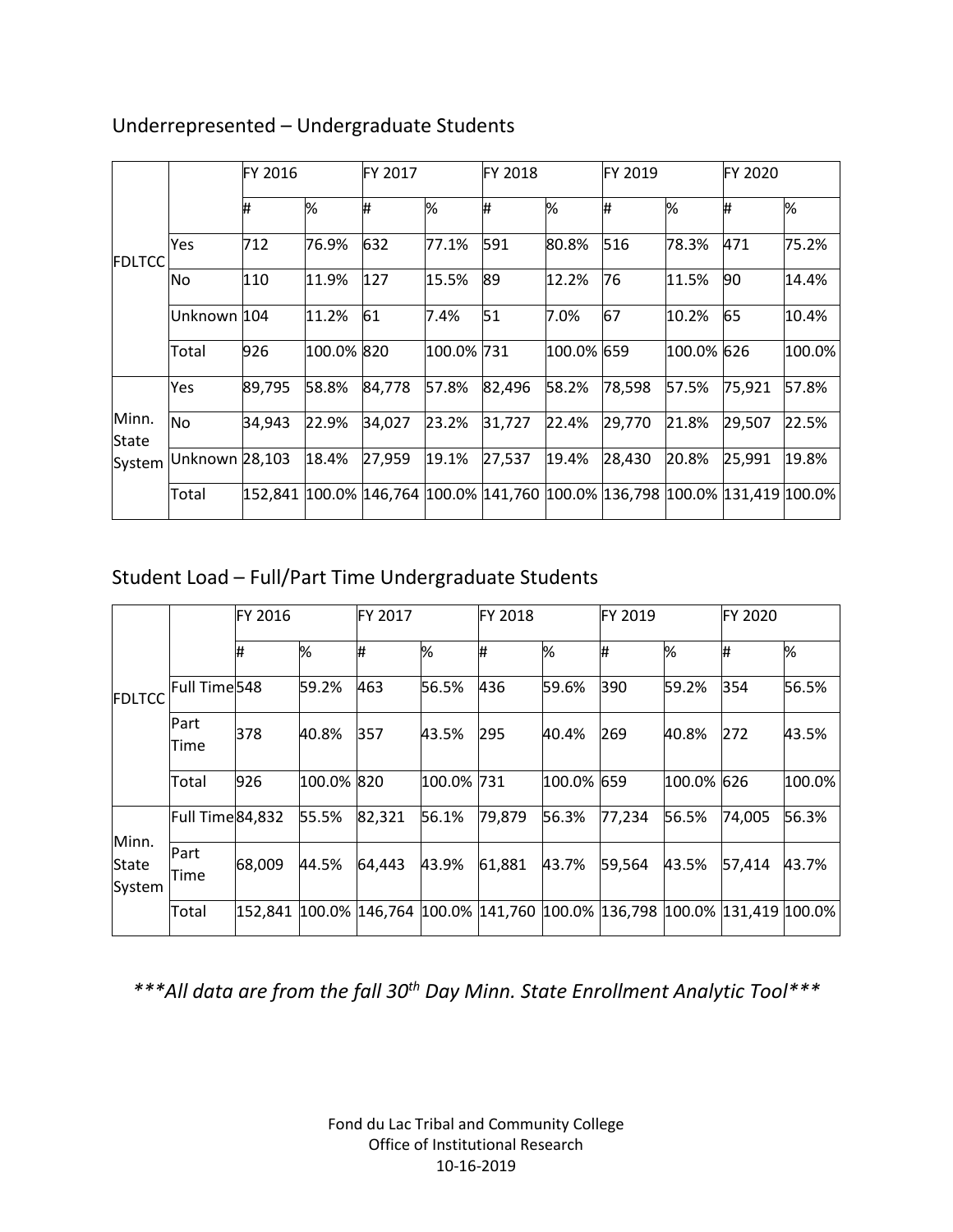## Underrepresented – Undergraduate Students

| | | FY 2016 | | FY 2017 | | FY 2018 | | FY 2019 | | FY 2020 | |
|---|---|---|---|---|---|---|---|---|---|---|---|
| | | # | % | # | % | # | % | # | % | # | % |
| FDLTCC | Yes | 712 | 76.9% | 632 | 77.1% | 591 | 80.8% | 516 | 78.3% | 471 | 75.2% |
| | No | 110 | 11.9% | 127 | 15.5% | 89 | 12.2% | 76 | 11.5% | 90 | 14.4% |
| | Unknown | 104 | 11.2% | 61 | 7.4% | 51 | 7.0% | 67 | 10.2% | 65 | 10.4% |
| | Total | 926 | 100.0% | 820 | 100.0% | 731 | 100.0% | 659 | 100.0% | 626 | 100.0% |
| Minn. State System | Yes | 89,795 | 58.8% | 84,778 | 57.8% | 82,496 | 58.2% | 78,598 | 57.5% | 75,921 | 57.8% |
| | No | 34,943 | 22.9% | 34,027 | 23.2% | 31,727 | 22.4% | 29,770 | 21.8% | 29,507 | 22.5% |
| | Unknown | 28,103 | 18.4% | 27,959 | 19.1% | 27,537 | 19.4% | 28,430 | 20.8% | 25,991 | 19.8% |
| | Total | 152,841 | 100.0% | 146,764 | 100.0% | 141,760 | 100.0% | 136,798 | 100.0% | 131,419 | 100.0% |

## Student Load – Full/Part Time Undergraduate Students

| | | FY 2016 | | FY 2017 | | FY 2018 | | FY 2019 | | FY 2020 | |
|---|---|---|---|---|---|---|---|---|---|---|---|
| | | # | % | # | % | # | % | # | % | # | % |
| FDLTCC | Full Time | 548 | 59.2% | 463 | 56.5% | 436 | 59.6% | 390 | 59.2% | 354 | 56.5% |
| | Part Time | 378 | 40.8% | 357 | 43.5% | 295 | 40.4% | 269 | 40.8% | 272 | 43.5% |
| | Total | 926 | 100.0% | 820 | 100.0% | 731 | 100.0% | 659 | 100.0% | 626 | 100.0% |
| Minn. State System | Full Time | 84,832 | 55.5% | 82,321 | 56.1% | 79,879 | 56.3% | 77,234 | 56.5% | 74,005 | 56.3% |
| | Part Time | 68,009 | 44.5% | 64,443 | 43.9% | 61,881 | 43.7% | 59,564 | 43.5% | 57,414 | 43.7% |
| | Total | 152,841 | 100.0% | 146,764 | 100.0% | 141,760 | 100.0% | 136,798 | 100.0% | 131,419 | 100.0% |

****All data are from the fall 30th Day Minn. State Enrollment Analytic Tool****

Fond du Lac Tribal and Community College
Office of Institutional Research
10-16-2019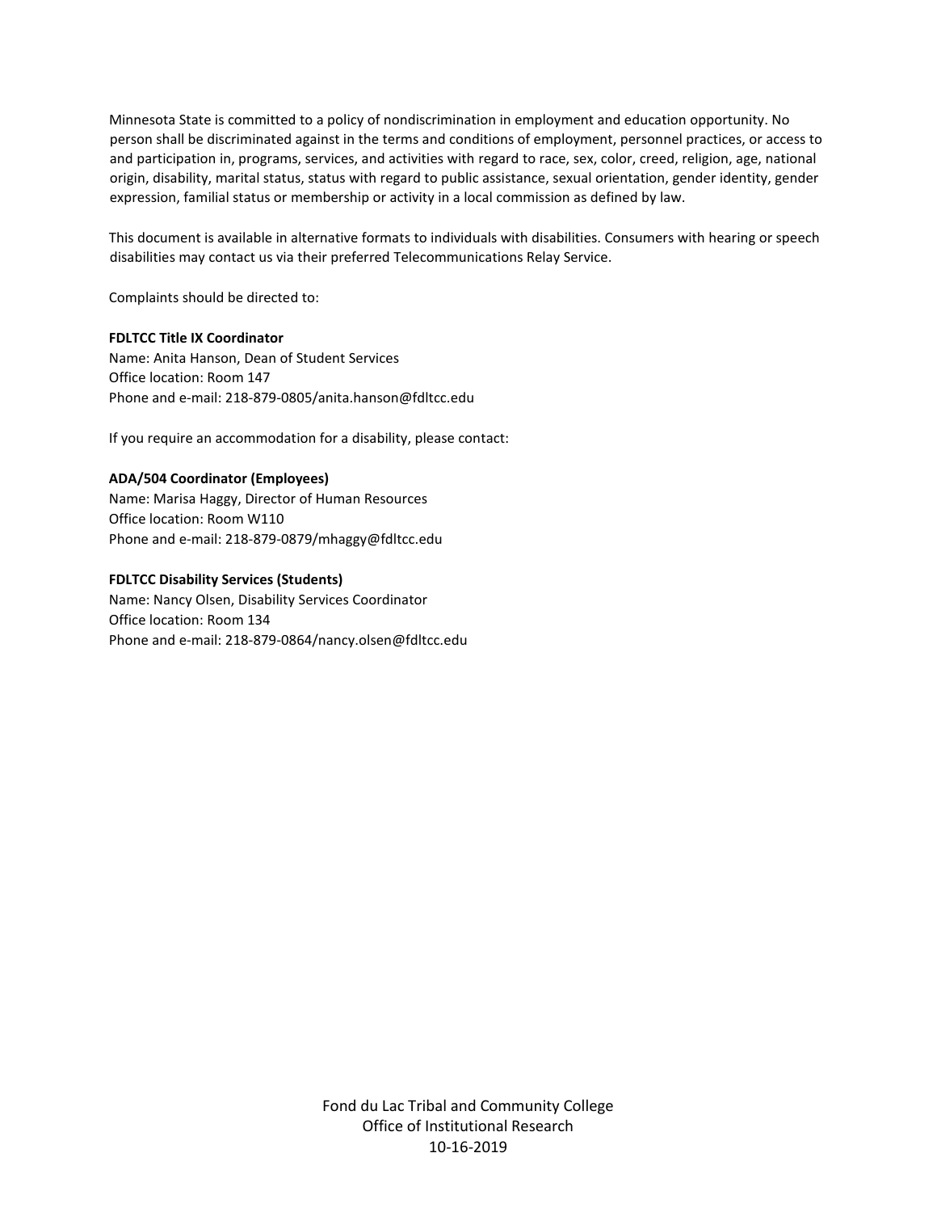Minnesota State is committed to a policy of nondiscrimination in employment and education opportunity. No person shall be discriminated against in the terms and conditions of employment, personnel practices, or access to and participation in, programs, services, and activities with regard to race, sex, color, creed, religion, age, national origin, disability, marital status, status with regard to public assistance, sexual orientation, gender identity, gender expression, familial status or membership or activity in a local commission as defined by law.

This document is available in alternative formats to individuals with disabilities. Consumers with hearing or speech disabilities may contact us via their preferred Telecommunications Relay Service.

Complaints should be directed to:

**FDLTCC Title IX Coordinator**
Name: Anita Hanson, Dean of Student Services
Office location: Room 147
Phone and e-mail: 218-879-0805/anita.hanson@fdltcc.edu

If you require an accommodation for a disability, please contact:

**ADA/504 Coordinator (Employees)**
Name: Marisa Haggy, Director of Human Resources
Office location: Room W110
Phone and e-mail: 218-879-0879/mhaggy@fdltcc.edu

**FDLTCC Disability Services (Students)**
Name: Nancy Olsen, Disability Services Coordinator
Office location: Room 134
Phone and e-mail: 218-879-0864/nancy.olsen@fdltcc.edu

Fond du Lac Tribal and Community College
Office of Institutional Research
10-16-2019